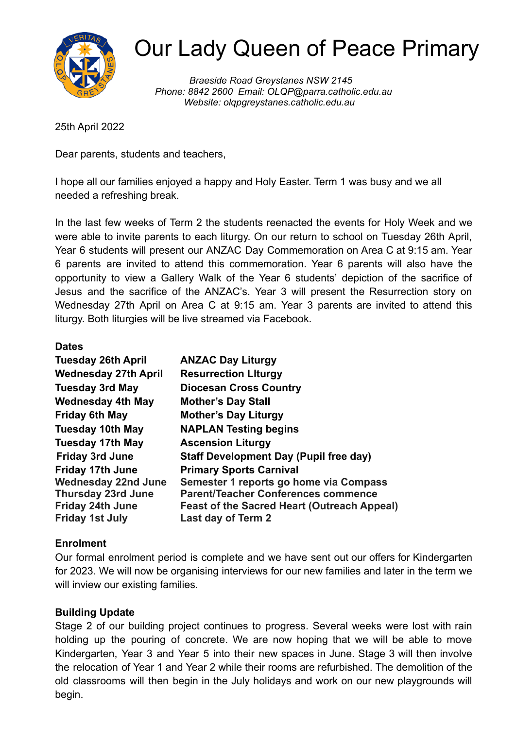# Our Lady Queen of Peace Primary

*Braeside Road Greystanes NSW 2145*
*Phone: 8842 2600 Email: OLQP@parra.catholic.edu.au*
*Website: olqpgreystanes.catholic.edu.au*

25th April 2022

Dear parents, students and teachers,

I hope all our families enjoyed a happy and Holy Easter. Term 1 was busy and we all needed a refreshing break.

In the last few weeks of Term 2 the students reenacted the events for Holy Week and we were able to invite parents to each liturgy. On our return to school on Tuesday 26th April, Year 6 students will present our ANZAC Day Commemoration on Area C at 9:15 am. Year 6 parents are invited to attend this commemoration. Year 6 parents will also have the opportunity to view a Gallery Walk of the Year 6 students' depiction of the sacrifice of Jesus and the sacrifice of the ANZAC's. Year 3 will present the Resurrection story on Wednesday 27th April on Area C at 9:15 am. Year 3 parents are invited to attend this liturgy. Both liturgies will be live streamed via Facebook.

**Dates**

| | |
|---|---|
| **Tuesday 26th April** | **ANZAC Day Liturgy** |
| **Wednesday 27th April** | **Resurrection LIturgy** |
| **Tuesday 3rd May** | **Diocesan Cross Country** |
| **Wednesday 4th May** | **Mother's Day Stall** |
| **Friday 6th May** | **Mother's Day Liturgy** |
| **Tuesday 10th May** | **NAPLAN Testing begins** |
| **Tuesday 17th May** | **Ascension Liturgy** |
| **Friday 3rd June** | **Staff Development Day (Pupil free day)** |
| **Friday 17th June** | **Primary Sports Carnival** |
| **Wednesday 22nd June** | **Semester 1 reports go home via Compass** |
| **Thursday 23rd June** | **Parent/Teacher Conferences commence** |
| **Friday 24th June** | **Feast of the Sacred Heart (Outreach Appeal)** |
| **Friday 1st July** | **Last day of Term 2** |

**Enrolment**

Our formal enrolment period is complete and we have sent out our offers for Kindergarten for 2023. We will now be organising interviews for our new families and later in the term we will inview our existing families.

**Building Update**

Stage 2 of our building project continues to progress. Several weeks were lost with rain holding up the pouring of concrete. We are now hoping that we will be able to move Kindergarten, Year 3 and Year 5 into their new spaces in June. Stage 3 will then involve the relocation of Year 1 and Year 2 while their rooms are refurbished. The demolition of the old classrooms will then begin in the July holidays and work on our new playgrounds will begin.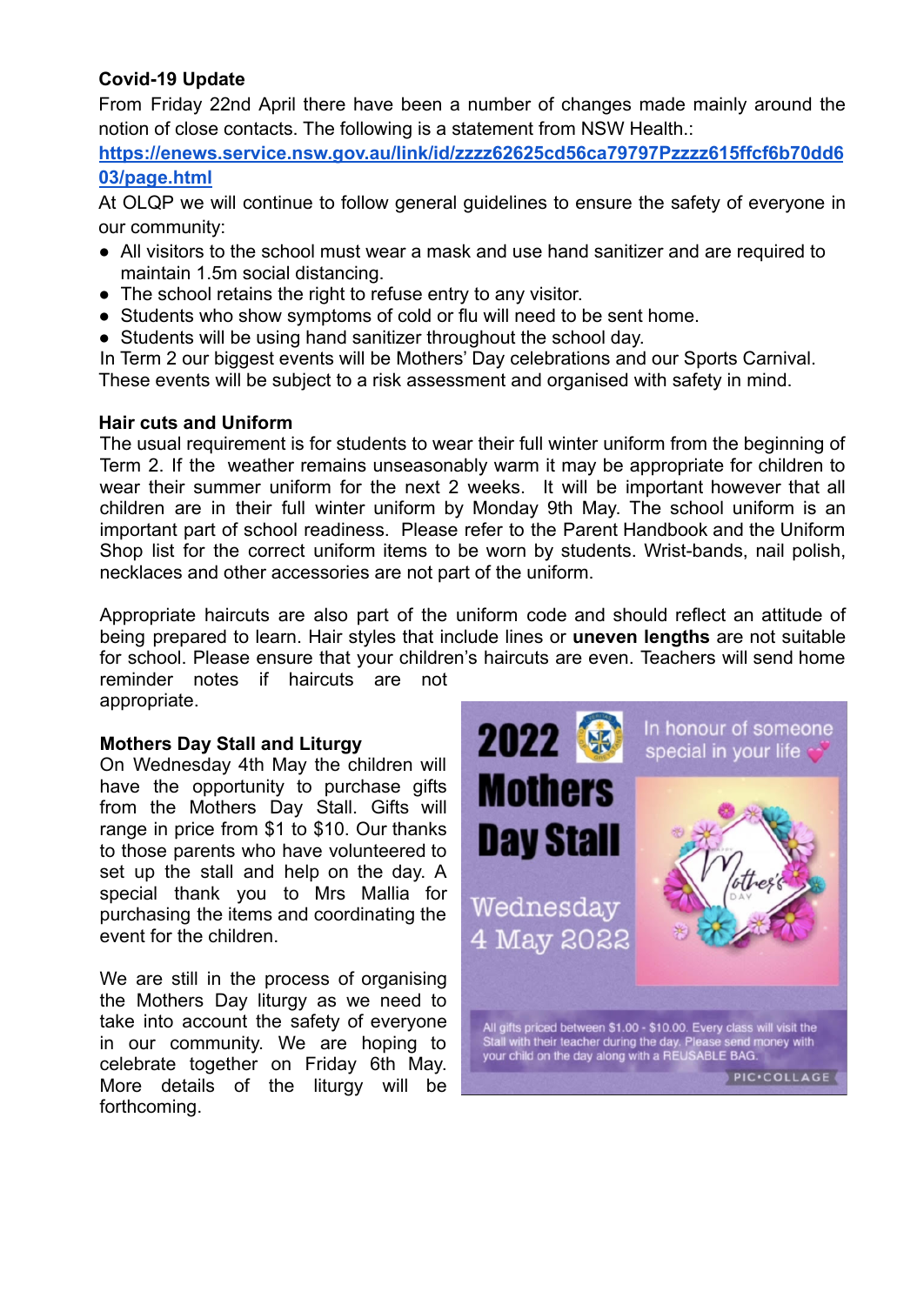**Covid-19 Update**

From Friday 22nd April there have been a number of changes made mainly around the notion of close contacts. The following is a statement from NSW Health.:
[https://enews.service.nsw.gov.au/link/id/zzzz62625cd56ca79797Pzzzz615ffcf6b70dd603/page.html](https://enews.service.nsw.gov.au/link/id/zzzz62625cd56ca79797Pzzzz615ffcf6b70dd603/page.html)

At OLQP we will continue to follow general guidelines to ensure the safety of everyone in our community:

- All visitors to the school must wear a mask and use hand sanitizer and are required to maintain 1.5m social distancing.
- The school retains the right to refuse entry to any visitor.
- Students who show symptoms of cold or flu will need to be sent home.
- Students will be using hand sanitizer throughout the school day.

In Term 2 our biggest events will be Mothers' Day celebrations and our Sports Carnival. These events will be subject to a risk assessment and organised with safety in mind.

**Hair cuts and Uniform**

The usual requirement is for students to wear their full winter uniform from the beginning of Term 2. If the weather remains unseasonably warm it may be appropriate for children to wear their summer uniform for the next 2 weeks. It will be important however that all children are in their full winter uniform by Monday 9th May. The school uniform is an important part of school readiness. Please refer to the Parent Handbook and the Uniform Shop list for the correct uniform items to be worn by students. Wrist-bands, nail polish, necklaces and other accessories are not part of the uniform.

Appropriate haircuts are also part of the uniform code and should reflect an attitude of being prepared to learn. Hair styles that include lines or **uneven lengths** are not suitable for school. Please ensure that your children's haircuts are even. Teachers will send home reminder notes if haircuts are not appropriate.

**Mothers Day Stall and Liturgy**

On Wednesday 4th May the children will have the opportunity to purchase gifts from the Mothers Day Stall. Gifts will range in price from $1 to $10. Our thanks to those parents who have volunteered to set up the stall and help on the day. A special thank you to Mrs Mallia for purchasing the items and coordinating the event for the children.

We are still in the process of organising the Mothers Day liturgy as we need to take into account the safety of everyone in our community. We are hoping to celebrate together on Friday 6th May. More details of the liturgy will be forthcoming.

2022 Mothers Day Stall

In honour of someone special in your life

Wednesday 4 May 2022

All gifts priced between $1.00 - $10.00. Every class will visit the Stall with their teacher during the day. Please send money with your child on the day along with a REUSABLE BAG.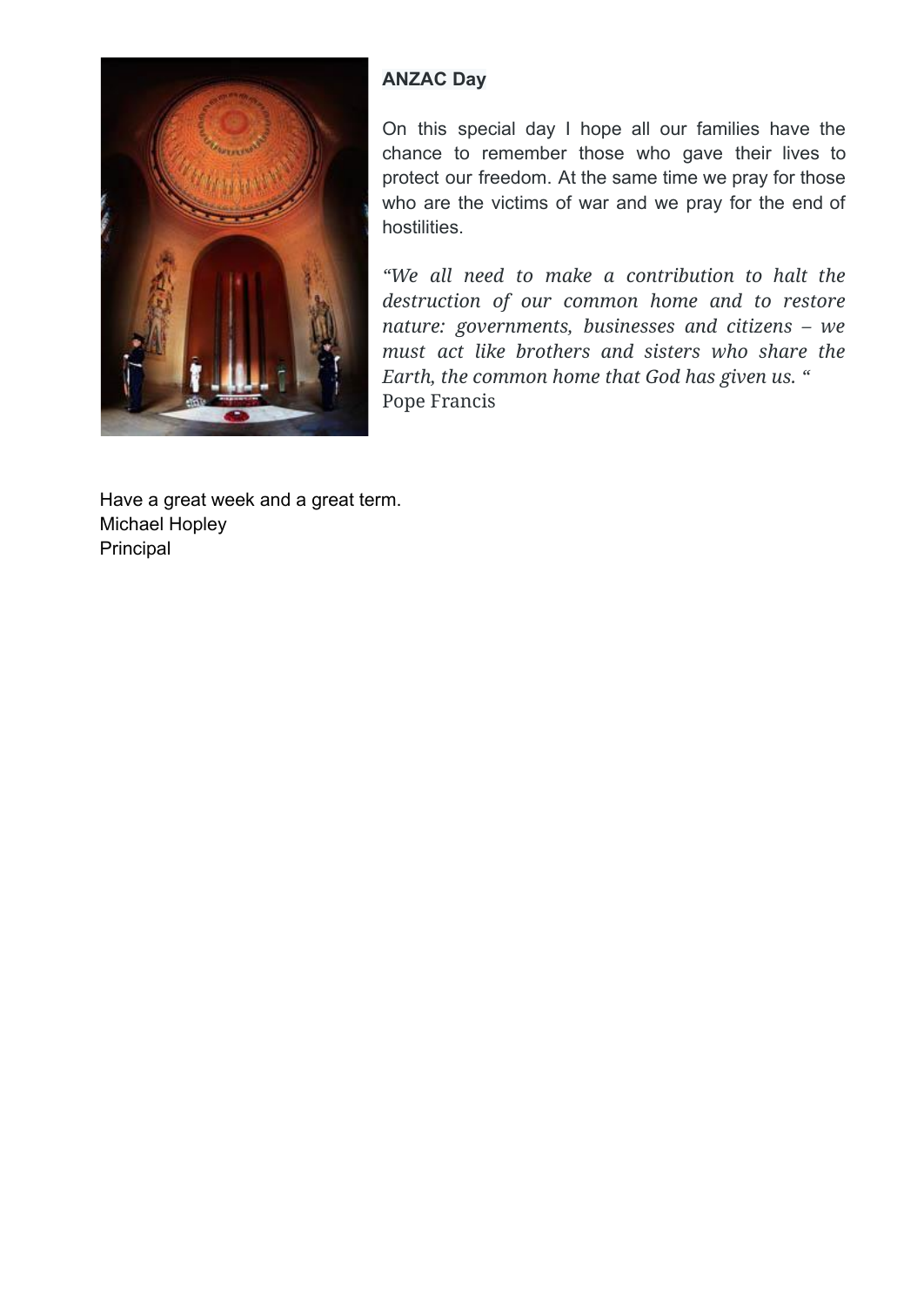## ANZAC Day

On this special day I hope all our families have the chance to remember those who gave their lives to protect our freedom. At the same time we pray for those who are the victims of war and we pray for the end of hostilities.

*"We all need to make a contribution to halt the destruction of our common home and to restore nature: governments, businesses and citizens – we must act like brothers and sisters who share the Earth, the common home that God has given us. "*
Pope Francis

Have a great week and a great term.
Michael Hopley
Principal